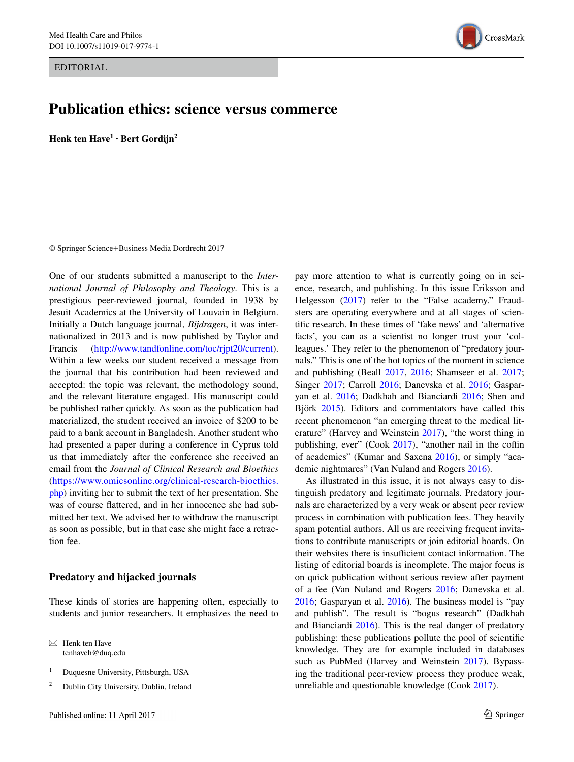EDITORIAL

# Publication ethics: science versus commerce

**Henk ten Have**[1] · **Bert Gordijn**[2]

© Springer Science+Business Media Dordrecht 2017

One of our students submitted a manuscript to the *International Journal of Philosophy and Theology*. This is a prestigious peer-reviewed journal, founded in 1938 by Jesuit Academics at the University of Louvain in Belgium. Initially a Dutch language journal, *Bijdragen*, it was internationalized in 2013 and is now published by Taylor and Francis (http://www.tandfonline.com/toc/rjpt20/current). Within a few weeks our student received a message from the journal that his contribution had been reviewed and accepted: the topic was relevant, the methodology sound, and the relevant literature engaged. His manuscript could be published rather quickly. As soon as the publication had materialized, the student received an invoice of $200 to be paid to a bank account in Bangladesh. Another student who had presented a paper during a conference in Cyprus told us that immediately after the conference she received an email from the *Journal of Clinical Research and Bioethics* (https://www.omicsonline.org/clinical-research-bioethics.php) inviting her to submit the text of her presentation. She was of course flattered, and in her innocence she had submitted her text. We advised her to withdraw the manuscript as soon as possible, but in that case she might face a retraction fee.

## Predatory and hijacked journals

These kinds of stories are happening often, especially to students and junior researchers. It emphasizes the need to pay more attention to what is currently going on in science, research, and publishing. In this issue Eriksson and Helgesson (2017) refer to the "False academy." Fraudsters are operating everywhere and at all stages of scientific research. In these times of 'fake news' and 'alternative facts', you can as a scientist no longer trust your 'colleagues.' They refer to the phenomenon of "predatory journals." This is one of the hot topics of the moment in science and publishing (Beall 2017, 2016; Shamseer et al. 2017; Singer 2017; Carroll 2016; Danevska et al. 2016; Gasparyan et al. 2016; Dadkhah and Bianciardi 2016; Shen and Björk 2015). Editors and commentators have called this recent phenomenon "an emerging threat to the medical literature" (Harvey and Weinstein 2017), "the worst thing in publishing, ever" (Cook 2017), "another nail in the coffin of academics" (Kumar and Saxena 2016), or simply "academic nightmares" (Van Nuland and Rogers 2016).

As illustrated in this issue, it is not always easy to distinguish predatory and legitimate journals. Predatory journals are characterized by a very weak or absent peer review process in combination with publication fees. They heavily spam potential authors. All us are receiving frequent invitations to contribute manuscripts or join editorial boards. On their websites there is insufficient contact information. The listing of editorial boards is incomplete. The major focus is on quick publication without serious review after payment of a fee (Van Nuland and Rogers 2016; Danevska et al. 2016; Gasparyan et al. 2016). The business model is "pay and publish". The result is "bogus research" (Dadkhah and Bianciardi 2016). This is the real danger of predatory publishing: these publications pollute the pool of scientific knowledge. They are for example included in databases such as PubMed (Harvey and Weinstein 2017). Bypassing the traditional peer-review process they produce weak, unreliable and questionable knowledge (Cook 2017).

---

✉ Henk ten Have
tenhaveh@duq.edu

[1] Duquesne University, Pittsburgh, USA

[2] Dublin City University, Dublin, Ireland

Published online: 11 April 2017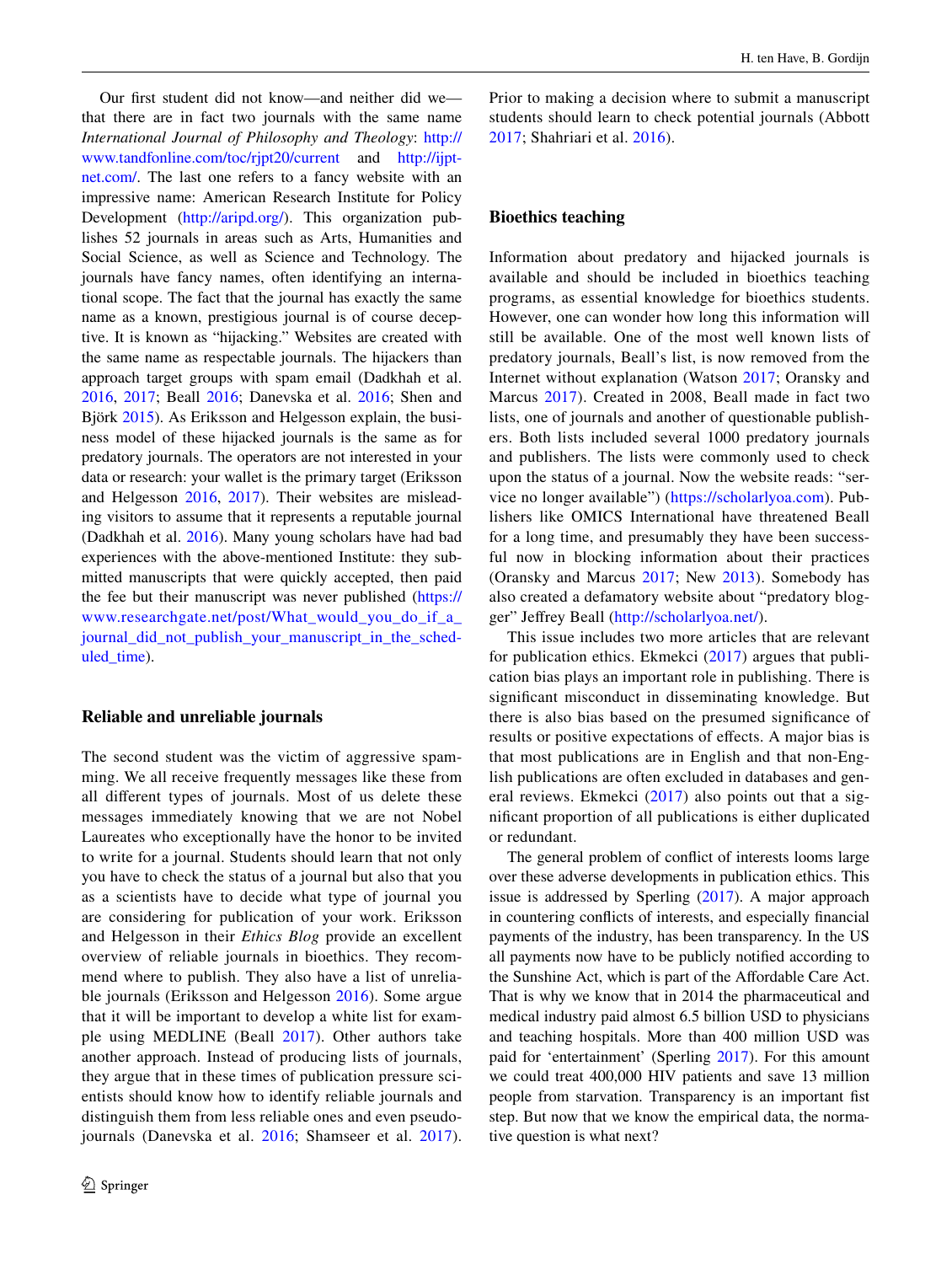Our first student did not know—and neither did we—that there are in fact two journals with the same name *International Journal of Philosophy and Theology*: http://www.tandfonline.com/toc/rjpt20/current and http://ijptnet.com/. The last one refers to a fancy website with an impressive name: American Research Institute for Policy Development (http://aripd.org/). This organization publishes 52 journals in areas such as Arts, Humanities and Social Science, as well as Science and Technology. The journals have fancy names, often identifying an international scope. The fact that the journal has exactly the same name as a known, prestigious journal is of course deceptive. It is known as "hijacking." Websites are created with the same name as respectable journals. The hijackers than approach target groups with spam email (Dadkhah et al. 2016, 2017; Beall 2016; Danevska et al. 2016; Shen and Björk 2015). As Eriksson and Helgesson explain, the business model of these hijacked journals is the same as for predatory journals. The operators are not interested in your data or research: your wallet is the primary target (Eriksson and Helgesson 2016, 2017). Their websites are misleading visitors to assume that it represents a reputable journal (Dadkhah et al. 2016). Many young scholars have had bad experiences with the above-mentioned Institute: they submitted manuscripts that were quickly accepted, then paid the fee but their manuscript was never published (https://www.researchgate.net/post/What_would_you_do_if_a_journal_did_not_publish_your_manuscript_in_the_scheduled_time).

## Reliable and unreliable journals

The second student was the victim of aggressive spamming. We all receive frequently messages like these from all different types of journals. Most of us delete these messages immediately knowing that we are not Nobel Laureates who exceptionally have the honor to be invited to write for a journal. Students should learn that not only you have to check the status of a journal but also that you as a scientists have to decide what type of journal you are considering for publication of your work. Eriksson and Helgesson in their *Ethics Blog* provide an excellent overview of reliable journals in bioethics. They recommend where to publish. They also have a list of unreliable journals (Eriksson and Helgesson 2016). Some argue that it will be important to develop a white list for example using MEDLINE (Beall 2017). Other authors take another approach. Instead of producing lists of journals, they argue that in these times of publication pressure scientists should know how to identify reliable journals and distinguish them from less reliable ones and even pseudo-journals (Danevska et al. 2016; Shamseer et al. 2017). Prior to making a decision where to submit a manuscript students should learn to check potential journals (Abbott 2017; Shahriari et al. 2016).

## Bioethics teaching

Information about predatory and hijacked journals is available and should be included in bioethics teaching programs, as essential knowledge for bioethics students. However, one can wonder how long this information will still be available. One of the most well known lists of predatory journals, Beall's list, is now removed from the Internet without explanation (Watson 2017; Oransky and Marcus 2017). Created in 2008, Beall made in fact two lists, one of journals and another of questionable publishers. Both lists included several 1000 predatory journals and publishers. The lists were commonly used to check upon the status of a journal. Now the website reads: "service no longer available") (https://scholarlyoa.com). Publishers like OMICS International have threatened Beall for a long time, and presumably they have been successful now in blocking information about their practices (Oransky and Marcus 2017; New 2013). Somebody has also created a defamatory website about "predatory blogger" Jeffrey Beall (http://scholarlyoa.net/).

This issue includes two more articles that are relevant for publication ethics. Ekmekci (2017) argues that publication bias plays an important role in publishing. There is significant misconduct in disseminating knowledge. But there is also bias based on the presumed significance of results or positive expectations of effects. A major bias is that most publications are in English and that non-English publications are often excluded in databases and general reviews. Ekmekci (2017) also points out that a significant proportion of all publications is either duplicated or redundant.

The general problem of conflict of interests looms large over these adverse developments in publication ethics. This issue is addressed by Sperling (2017). A major approach in countering conflicts of interests, and especially financial payments of the industry, has been transparency. In the US all payments now have to be publicly notified according to the Sunshine Act, which is part of the Affordable Care Act. That is why we know that in 2014 the pharmaceutical and medical industry paid almost 6.5 billion USD to physicians and teaching hospitals. More than 400 million USD was paid for 'entertainment' (Sperling 2017). For this amount we could treat 400,000 HIV patients and save 13 million people from starvation. Transparency is an important fist step. But now that we know the empirical data, the normative question is what next?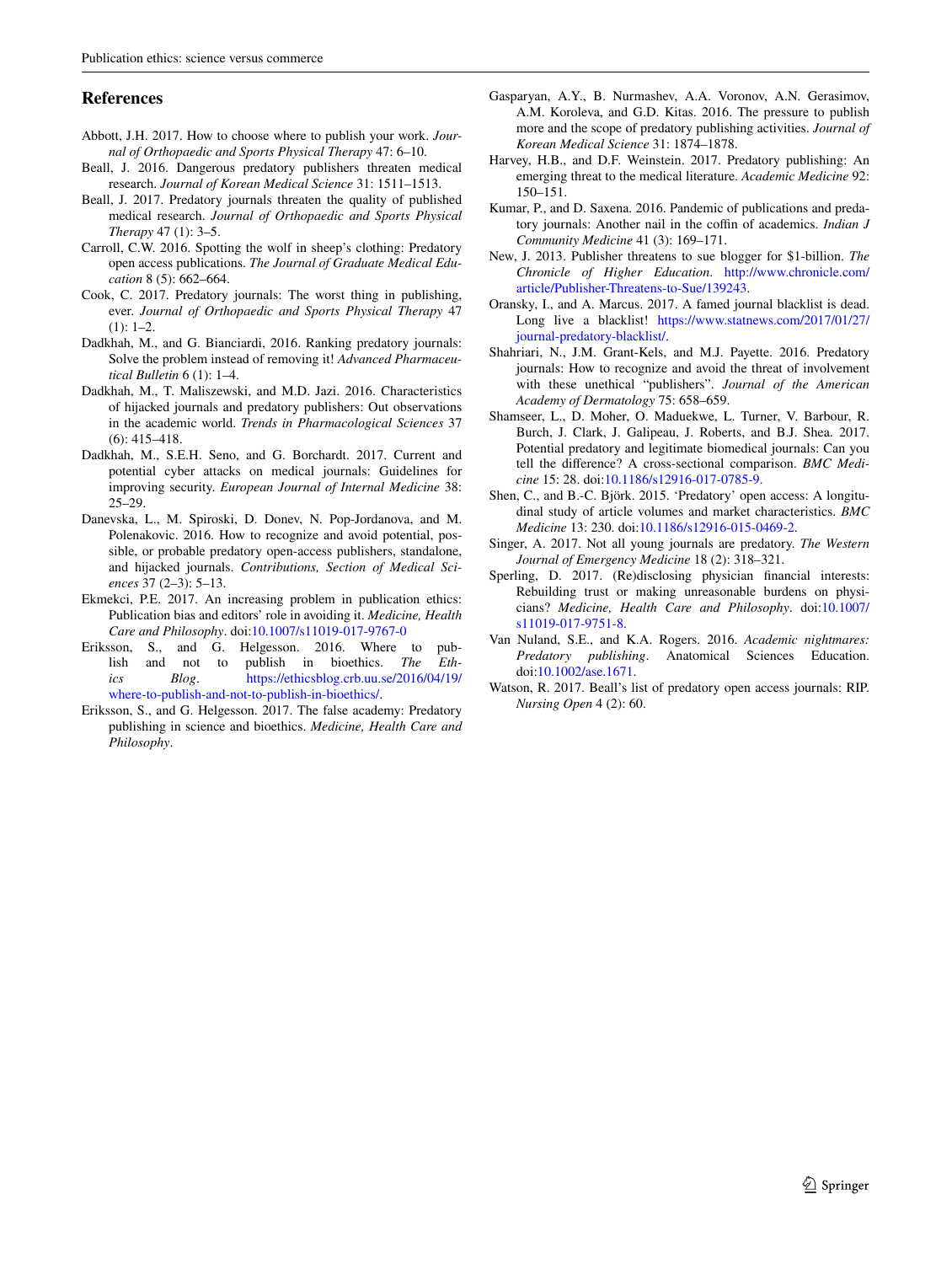## References

Abbott, J.H. 2017. How to choose where to publish your work. *Journal of Orthopaedic and Sports Physical Therapy* 47: 6–10.

Beall, J. 2016. Dangerous predatory publishers threaten medical research. *Journal of Korean Medical Science* 31: 1511–1513.

Beall, J. 2017. Predatory journals threaten the quality of published medical research. *Journal of Orthopaedic and Sports Physical Therapy* 47 (1): 3–5.

Carroll, C.W. 2016. Spotting the wolf in sheep's clothing: Predatory open access publications. *The Journal of Graduate Medical Education* 8 (5): 662–664.

Cook, C. 2017. Predatory journals: The worst thing in publishing, ever. *Journal of Orthopaedic and Sports Physical Therapy* 47 (1): 1–2.

Dadkhah, M., and G. Bianciardi, 2016. Ranking predatory journals: Solve the problem instead of removing it! *Advanced Pharmaceutical Bulletin* 6 (1): 1–4.

Dadkhah, M., T. Maliszewski, and M.D. Jazi. 2016. Characteristics of hijacked journals and predatory publishers: Out observations in the academic world. *Trends in Pharmacological Sciences* 37 (6): 415–418.

Dadkhah, M., S.E.H. Seno, and G. Borchardt. 2017. Current and potential cyber attacks on medical journals: Guidelines for improving security. *European Journal of Internal Medicine* 38: 25–29.

Danevska, L., M. Spiroski, D. Donev, N. Pop-Jordanova, and M. Polenakovic. 2016. How to recognize and avoid potential, possible, or probable predatory open-access publishers, standalone, and hijacked journals. *Contributions, Section of Medical Sciences* 37 (2–3): 5–13.

Ekmekci, P.E. 2017. An increasing problem in publication ethics: Publication bias and editors' role in avoiding it. *Medicine, Health Care and Philosophy*. doi:10.1007/s11019-017-9767-0

Eriksson, S., and G. Helgesson. 2016. Where to publish and not to publish in bioethics. *The Ethics Blog*. https://ethicsblog.crb.uu.se/2016/04/19/where-to-publish-and-not-to-publish-in-bioethics/.

Eriksson, S., and G. Helgesson. 2017. The false academy: Predatory publishing in science and bioethics. *Medicine, Health Care and Philosophy*.

Gasparyan, A.Y., B. Nurmashev, A.A. Voronov, A.N. Gerasimov, A.M. Koroleva, and G.D. Kitas. 2016. The pressure to publish more and the scope of predatory publishing activities. *Journal of Korean Medical Science* 31: 1874–1878.

Harvey, H.B., and D.F. Weinstein. 2017. Predatory publishing: An emerging threat to the medical literature. *Academic Medicine* 92: 150–151.

Kumar, P., and D. Saxena. 2016. Pandemic of publications and predatory journals: Another nail in the coffin of academics. *Indian J Community Medicine* 41 (3): 169–171.

New, J. 2013. Publisher threatens to sue blogger for $1-billion. *The Chronicle of Higher Education*. http://www.chronicle.com/article/Publisher-Threatens-to-Sue/139243.

Oransky, I., and A. Marcus. 2017. A famed journal blacklist is dead. Long live a blacklist! https://www.statnews.com/2017/01/27/journal-predatory-blacklist/.

Shahriari, N., J.M. Grant-Kels, and M.J. Payette. 2016. Predatory journals: How to recognize and avoid the threat of involvement with these unethical "publishers". *Journal of the American Academy of Dermatology* 75: 658–659.

Shamseer, L., D. Moher, O. Maduekwe, L. Turner, V. Barbour, R. Burch, J. Clark, J. Galipeau, J. Roberts, and B.J. Shea. 2017. Potential predatory and legitimate biomedical journals: Can you tell the difference? A cross-sectional comparison. *BMC Medicine* 15: 28. doi:10.1186/s12916-017-0785-9.

Shen, C., and B.-C. Björk. 2015. 'Predatory' open access: A longitudinal study of article volumes and market characteristics. *BMC Medicine* 13: 230. doi:10.1186/s12916-015-0469-2.

Singer, A. 2017. Not all young journals are predatory. *The Western Journal of Emergency Medicine* 18 (2): 318–321.

Sperling, D. 2017. (Re)disclosing physician financial interests: Rebuilding trust or making unreasonable burdens on physicians? *Medicine, Health Care and Philosophy*. doi:10.1007/s11019-017-9751-8.

Van Nuland, S.E., and K.A. Rogers. 2016. *Academic nightmares: Predatory publishing*. Anatomical Sciences Education. doi:10.1002/ase.1671.

Watson, R. 2017. Beall's list of predatory open access journals: RIP. *Nursing Open* 4 (2): 60.